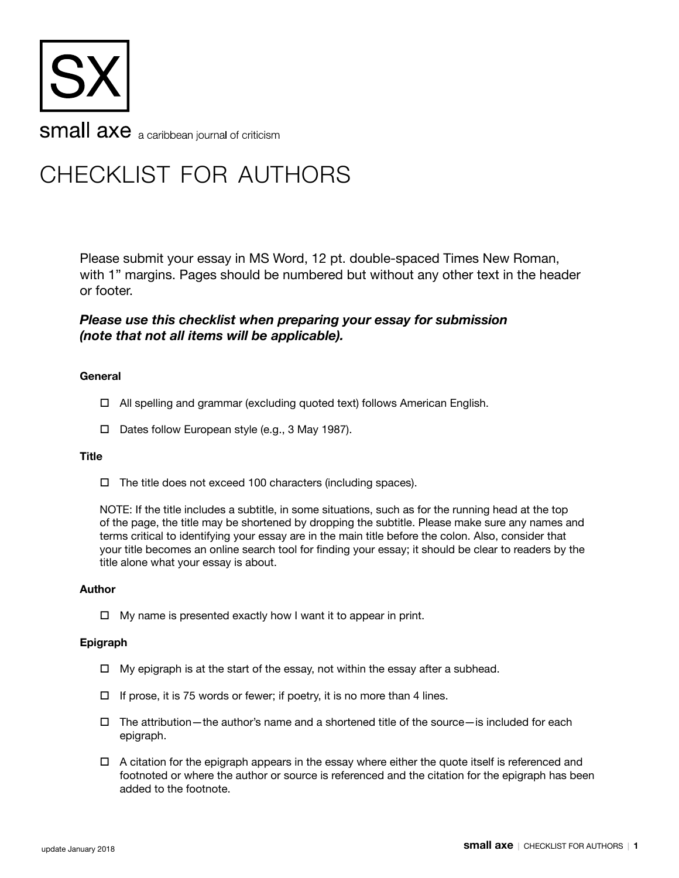SX

small axe a caribbean journal of criticism

# CHECKLIST FOR AUTHORS

Please submit your essay in MS Word, 12 pt. double-spaced Times New Roman, with 1" margins. Pages should be numbered but without any other text in the header or footer.

***Please use this checklist when preparing your essay for submission (note that not all items will be applicable).***

### General

- ☐ All spelling and grammar (excluding quoted text) follows American English.
- ☐ Dates follow European style (e.g., 3 May 1987).

### Title

- ☐ The title does not exceed 100 characters (including spaces).

NOTE: If the title includes a subtitle, in some situations, such as for the running head at the top of the page, the title may be shortened by dropping the subtitle. Please make sure any names and terms critical to identifying your essay are in the main title before the colon. Also, consider that your title becomes an online search tool for finding your essay; it should be clear to readers by the title alone what your essay is about.

### Author

- ☐ My name is presented exactly how I want it to appear in print.

### Epigraph

- ☐ My epigraph is at the start of the essay, not within the essay after a subhead.
- ☐ If prose, it is 75 words or fewer; if poetry, it is no more than 4 lines.
- ☐ The attribution—the author's name and a shortened title of the source—is included for each epigraph.
- ☐ A citation for the epigraph appears in the essay where either the quote itself is referenced and footnoted or where the author or source is referenced and the citation for the epigraph has been added to the footnote.

update January 2018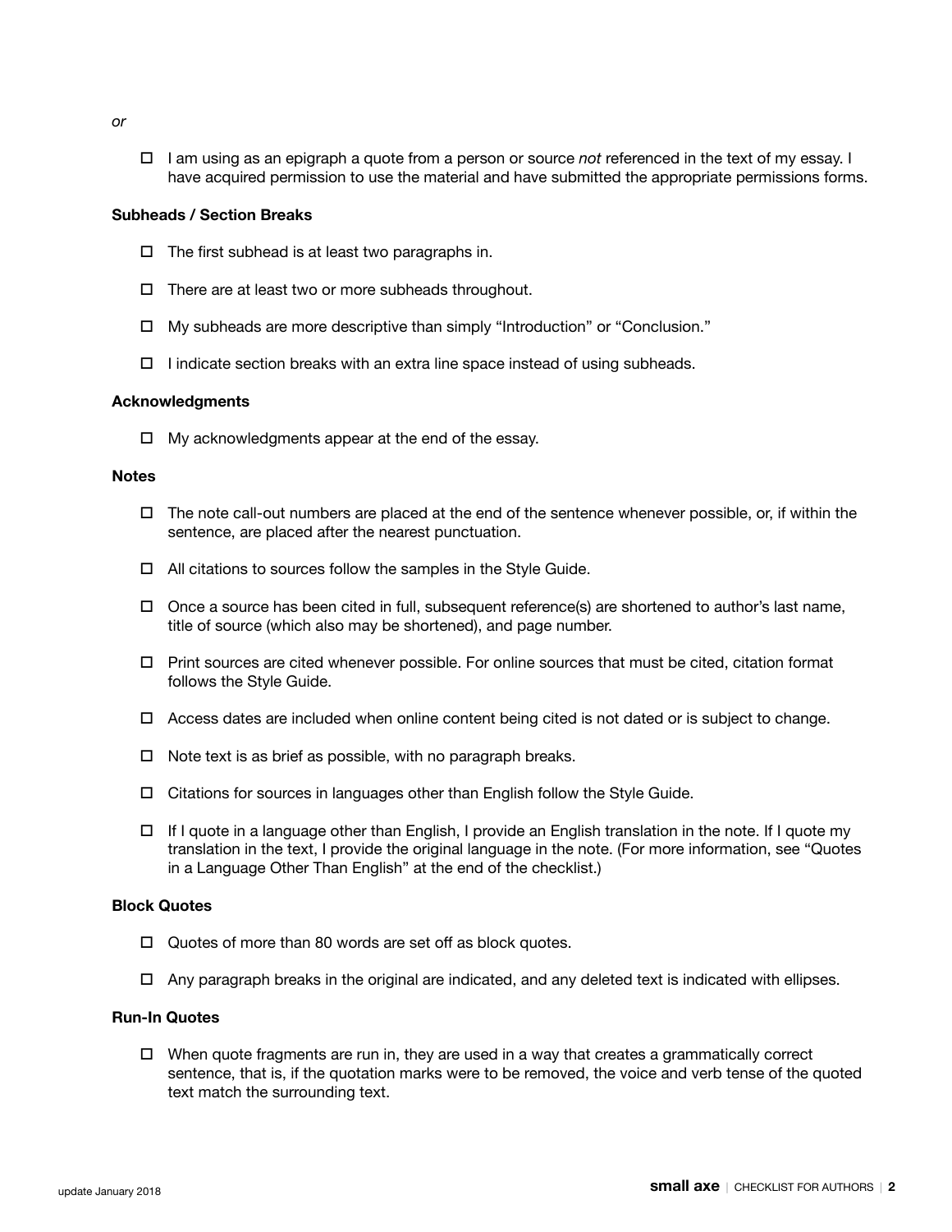*or*

- ☐ I am using as an epigraph a quote from a person or source *not* referenced in the text of my essay. I have acquired permission to use the material and have submitted the appropriate permissions forms.

**Subheads / Section Breaks**

- ☐ The first subhead is at least two paragraphs in.
- ☐ There are at least two or more subheads throughout.
- ☐ My subheads are more descriptive than simply "Introduction" or "Conclusion."
- ☐ I indicate section breaks with an extra line space instead of using subheads.

**Acknowledgments**

- ☐ My acknowledgments appear at the end of the essay.

**Notes**

- ☐ The note call-out numbers are placed at the end of the sentence whenever possible, or, if within the sentence, are placed after the nearest punctuation.
- ☐ All citations to sources follow the samples in the Style Guide.
- ☐ Once a source has been cited in full, subsequent reference(s) are shortened to author's last name, title of source (which also may be shortened), and page number.
- ☐ Print sources are cited whenever possible. For online sources that must be cited, citation format follows the Style Guide.
- ☐ Access dates are included when online content being cited is not dated or is subject to change.
- ☐ Note text is as brief as possible, with no paragraph breaks.
- ☐ Citations for sources in languages other than English follow the Style Guide.
- ☐ If I quote in a language other than English, I provide an English translation in the note. If I quote my translation in the text, I provide the original language in the note. (For more information, see "Quotes in a Language Other Than English" at the end of the checklist.)

**Block Quotes**

- ☐ Quotes of more than 80 words are set off as block quotes.
- ☐ Any paragraph breaks in the original are indicated, and any deleted text is indicated with ellipses.

**Run-In Quotes**

- ☐ When quote fragments are run in, they are used in a way that creates a grammatically correct sentence, that is, if the quotation marks were to be removed, the voice and verb tense of the quoted text match the surrounding text.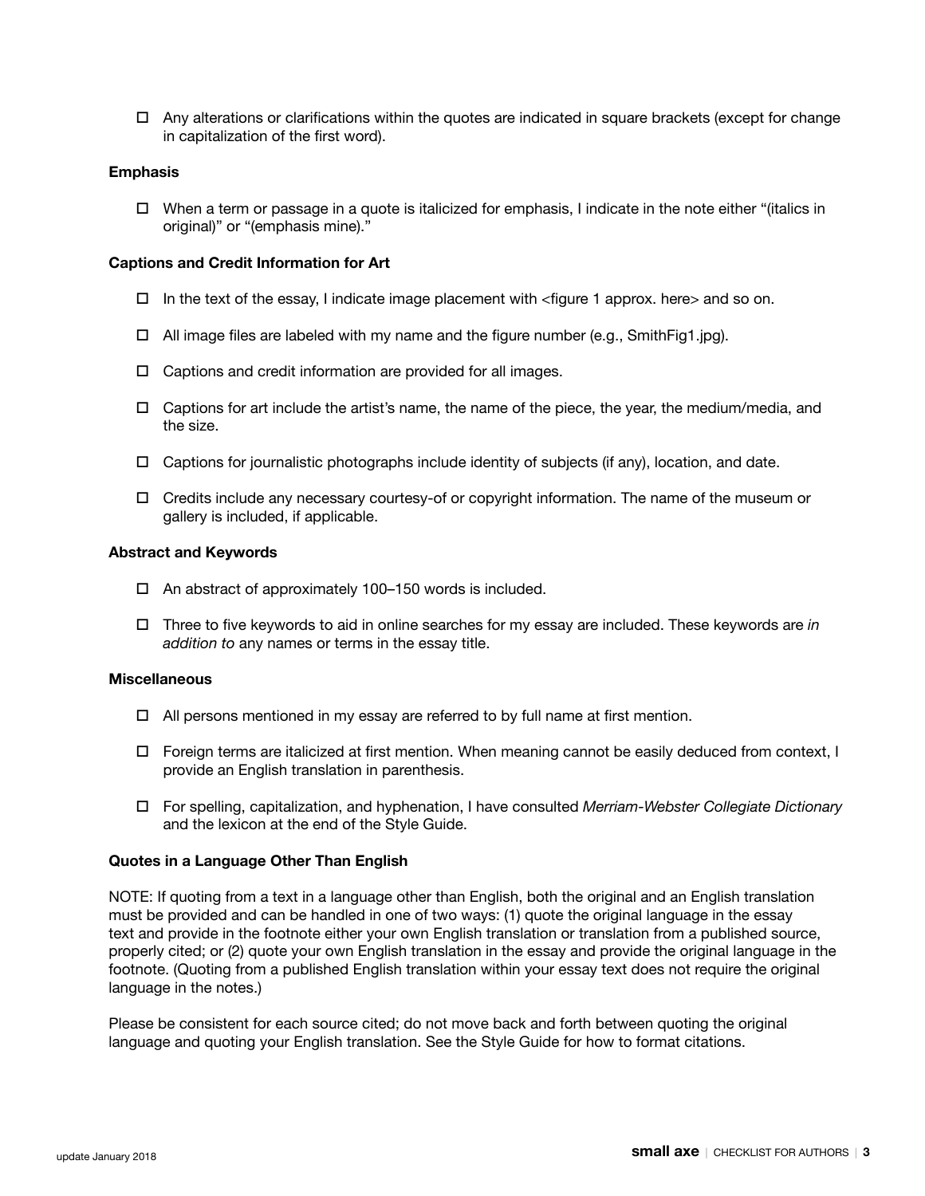- ☐ Any alterations or clarifications within the quotes are indicated in square brackets (except for change in capitalization of the first word).

**Emphasis**

- ☐ When a term or passage in a quote is italicized for emphasis, I indicate in the note either "(italics in original)" or "(emphasis mine)."

**Captions and Credit Information for Art**

- ☐ In the text of the essay, I indicate image placement with <figure 1 approx. here> and so on.
- ☐ All image files are labeled with my name and the figure number (e.g., SmithFig1.jpg).
- ☐ Captions and credit information are provided for all images.
- ☐ Captions for art include the artist's name, the name of the piece, the year, the medium/media, and the size.
- ☐ Captions for journalistic photographs include identity of subjects (if any), location, and date.
- ☐ Credits include any necessary courtesy-of or copyright information. The name of the museum or gallery is included, if applicable.

**Abstract and Keywords**

- ☐ An abstract of approximately 100–150 words is included.
- ☐ Three to five keywords to aid in online searches for my essay are included. These keywords are *in addition to* any names or terms in the essay title.

**Miscellaneous**

- ☐ All persons mentioned in my essay are referred to by full name at first mention.
- ☐ Foreign terms are italicized at first mention. When meaning cannot be easily deduced from context, I provide an English translation in parenthesis.
- ☐ For spelling, capitalization, and hyphenation, I have consulted *Merriam-Webster Collegiate Dictionary* and the lexicon at the end of the Style Guide.

**Quotes in a Language Other Than English**

NOTE: If quoting from a text in a language other than English, both the original and an English translation must be provided and can be handled in one of two ways: (1) quote the original language in the essay text and provide in the footnote either your own English translation or translation from a published source, properly cited; or (2) quote your own English translation in the essay and provide the original language in the footnote. (Quoting from a published English translation within your essay text does not require the original language in the notes.)

Please be consistent for each source cited; do not move back and forth between quoting the original language and quoting your English translation. See the Style Guide for how to format citations.

update January 2018